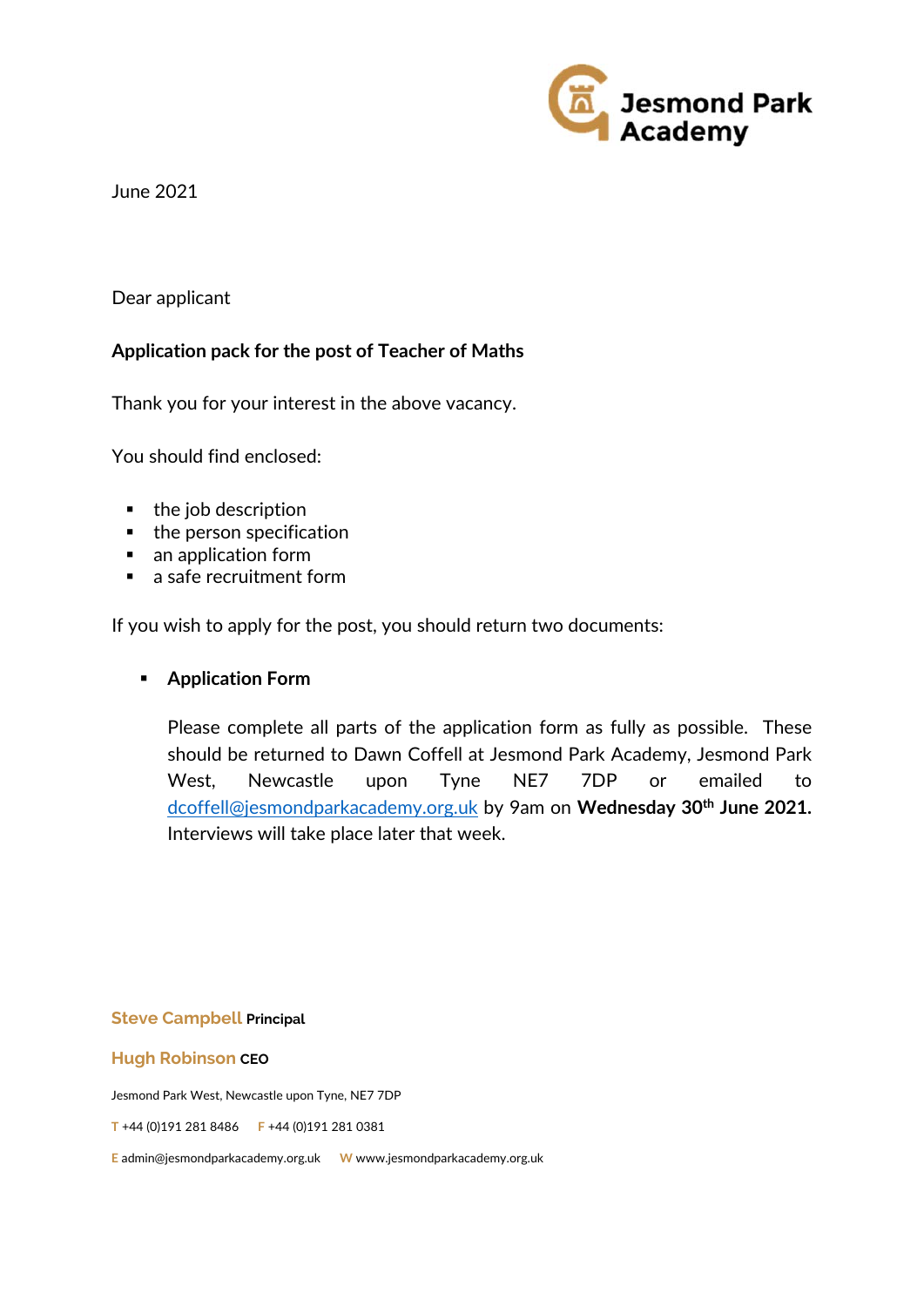Jesmond Park Academy

June 2021

Dear applicant

**Application pack for the post of Teacher of Maths**

Thank you for your interest in the above vacancy.

You should find enclosed:

- the job description
- the person specification
- an application form
- a safe recruitment form

If you wish to apply for the post, you should return two documents:

- **Application Form**

  Please complete all parts of the application form as fully as possible. These should be returned to Dawn Coffell at Jesmond Park Academy, Jesmond Park West, Newcastle upon Tyne NE7 7DP or emailed to dcoffell@jesmondparkacademy.org.uk by 9am on **Wednesday 30th June 2021.** Interviews will take place later that week.

**Steve Campbell** Principal

**Hugh Robinson** CEO

Jesmond Park West, Newcastle upon Tyne, NE7 7DP

T +44 (0)191 281 8486 F +44 (0)191 281 0381

E admin@jesmondparkacademy.org.uk W www.jesmondparkacademy.org.uk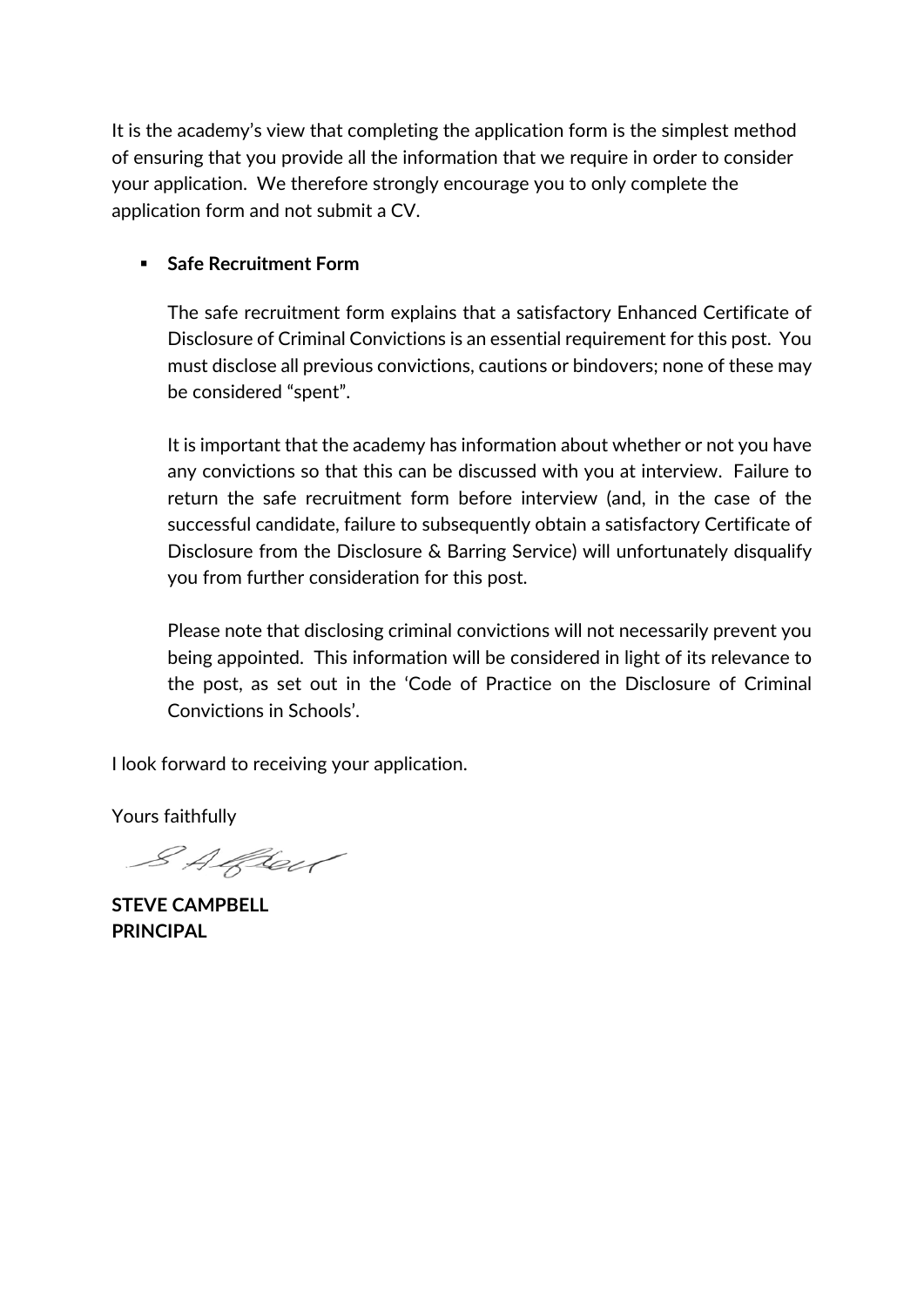It is the academy's view that completing the application form is the simplest method of ensuring that you provide all the information that we require in order to consider your application. We therefore strongly encourage you to only complete the application form and not submit a CV.

- **Safe Recruitment Form**

  The safe recruitment form explains that a satisfactory Enhanced Certificate of Disclosure of Criminal Convictions is an essential requirement for this post. You must disclose all previous convictions, cautions or bindovers; none of these may be considered "spent".

  It is important that the academy has information about whether or not you have any convictions so that this can be discussed with you at interview. Failure to return the safe recruitment form before interview (and, in the case of the successful candidate, failure to subsequently obtain a satisfactory Certificate of Disclosure from the Disclosure & Barring Service) will unfortunately disqualify you from further consideration for this post.

  Please note that disclosing criminal convictions will not necessarily prevent you being appointed. This information will be considered in light of its relevance to the post, as set out in the 'Code of Practice on the Disclosure of Criminal Convictions in Schools'.

I look forward to receiving your application.

Yours faithfully

**STEVE CAMPBELL**
**PRINCIPAL**